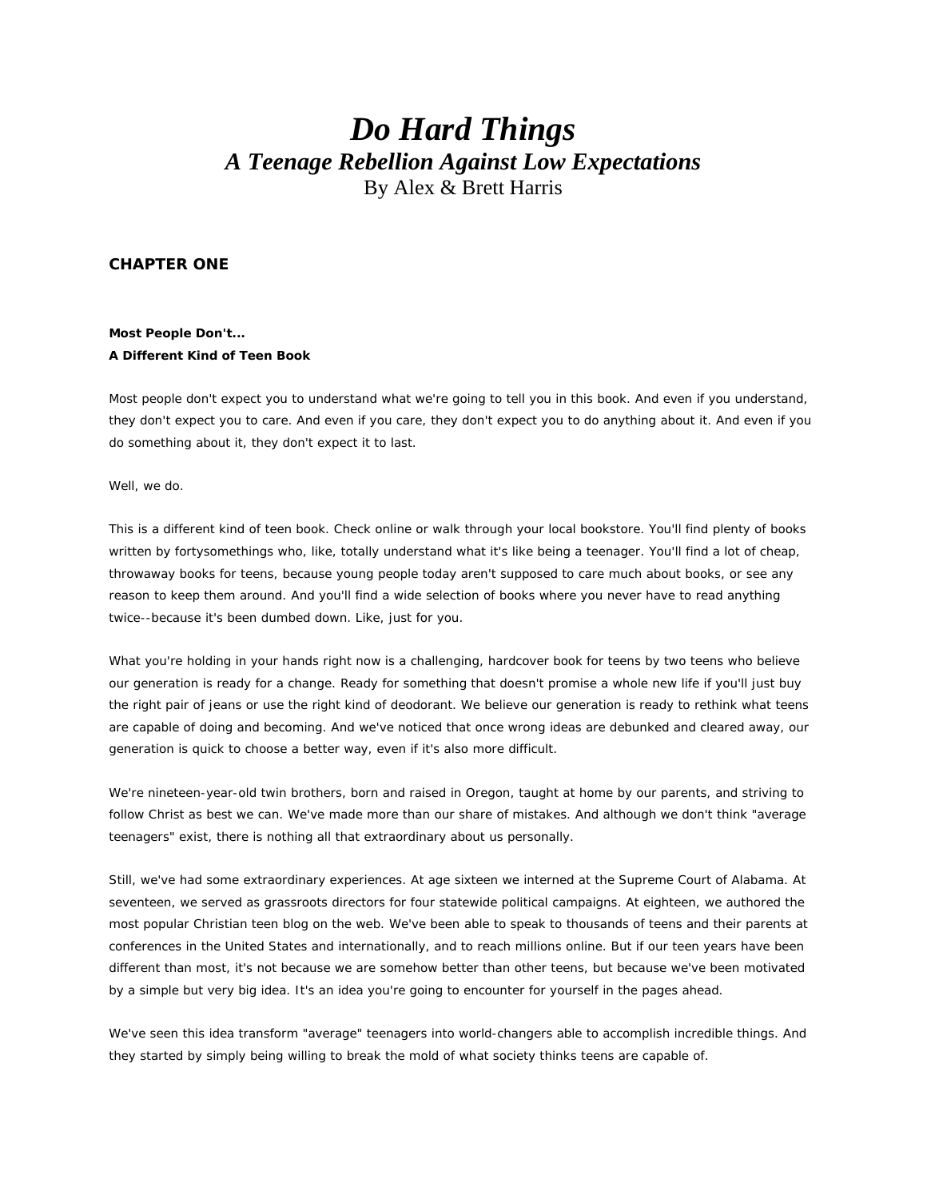# *Do Hard Things*

## *A Teenage Rebellion Against Low Expectations*

By Alex & Brett Harris

## CHAPTER ONE

**Most People Don't...**
**A Different Kind of Teen Book**

Most people don't expect you to understand what we're going to tell you in this book. And even if you understand, they don't expect you to care. And even if you care, they don't expect you to do anything about it. And even if you do something about it, they don't expect it to last.

Well, we do.

This is a different kind of teen book. Check online or walk through your local bookstore. You'll find plenty of books written by fortysomethings who, like, totally understand what it's like being a teenager. You'll find a lot of cheap, throwaway books for teens, because young people today aren't supposed to care much about books, or see any reason to keep them around. And you'll find a wide selection of books where you never have to read anything twice--because it's been dumbed down. Like, just for you.

What you're holding in your hands right now is a challenging, hardcover book for teens by two teens who believe our generation is ready for a change. Ready for something that doesn't promise a whole new life if you'll just buy the right pair of jeans or use the right kind of deodorant. We believe our generation is ready to rethink what teens are capable of doing and becoming. And we've noticed that once wrong ideas are debunked and cleared away, our generation is quick to choose a better way, even if it's also more difficult.

We're nineteen-year-old twin brothers, born and raised in Oregon, taught at home by our parents, and striving to follow Christ as best we can. We've made more than our share of mistakes. And although we don't think "average teenagers" exist, there is nothing all that extraordinary about us personally.

Still, we've had some extraordinary experiences. At age sixteen we interned at the Supreme Court of Alabama. At seventeen, we served as grassroots directors for four statewide political campaigns. At eighteen, we authored the most popular Christian teen blog on the web. We've been able to speak to thousands of teens and their parents at conferences in the United States and internationally, and to reach millions online. But if our teen years have been different than most, it's not because we are somehow better than other teens, but because we've been motivated by a simple but very big idea. It's an idea you're going to encounter for yourself in the pages ahead.

We've seen this idea transform "average" teenagers into world-changers able to accomplish incredible things. And they started by simply being willing to break the mold of what society thinks teens are capable of.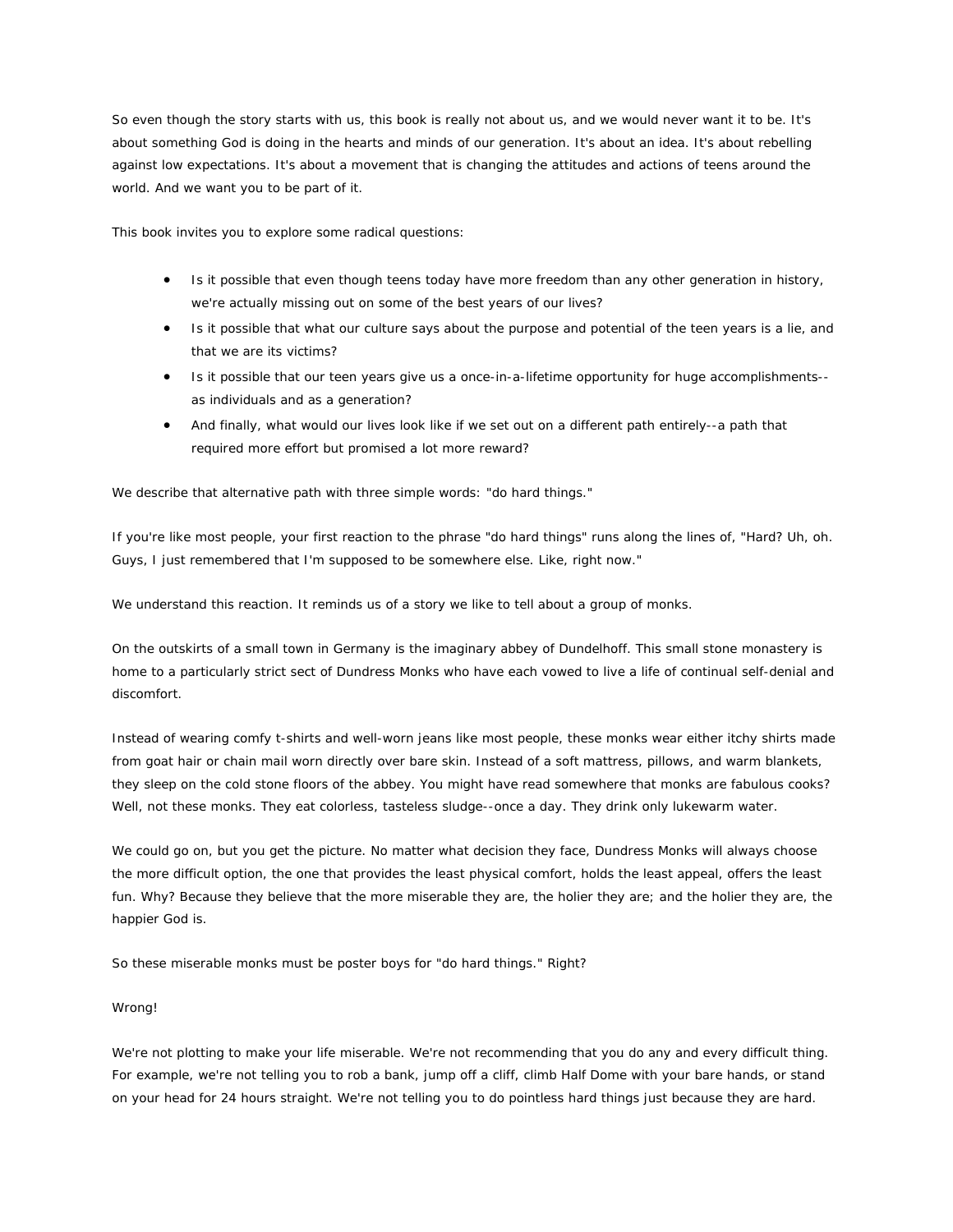So even though the story starts with us, this book is really not about us, and we would never want it to be. It's about something God is doing in the hearts and minds of our generation. It's about an idea. It's about rebelling against low expectations. It's about a movement that is changing the attitudes and actions of teens around the world. And we want you to be part of it.

This book invites you to explore some radical questions:

- Is it possible that even though teens today have more freedom than any other generation in history, we're actually missing out on some of the best years of our lives?
- Is it possible that what our culture says about the purpose and potential of the teen years is a lie, and that we are its victims?
- Is it possible that our teen years give us a once-in-a-lifetime opportunity for huge accomplishments--as individuals and as a generation?
- And finally, what would our lives look like if we set out on a different path entirely--a path that required more effort but promised a lot more reward?

We describe that alternative path with three simple words: "do hard things."

If you're like most people, your first reaction to the phrase "do hard things" runs along the lines of, "Hard? Uh, oh. Guys, I just remembered that I'm supposed to be somewhere else. Like, right now."

We understand this reaction. It reminds us of a story we like to tell about a group of monks.

On the outskirts of a small town in Germany is the imaginary abbey of Dundelhoff. This small stone monastery is home to a particularly strict sect of Dundress Monks who have each vowed to live a life of continual self-denial and discomfort.

Instead of wearing comfy t-shirts and well-worn jeans like most people, these monks wear either itchy shirts made from goat hair or chain mail worn directly over bare skin. Instead of a soft mattress, pillows, and warm blankets, they sleep on the cold stone floors of the abbey. You might have read somewhere that monks are fabulous cooks? Well, not these monks. They eat colorless, tasteless sludge--once a day. They drink only lukewarm water.

We could go on, but you get the picture. No matter what decision they face, Dundress Monks will always choose the more difficult option, the one that provides the least physical comfort, holds the least appeal, offers the least fun. Why? Because they believe that the more miserable they are, the holier they are; and the holier they are, the happier God is.

So these miserable monks must be poster boys for "do hard things." Right?

Wrong!

We're not plotting to make your life miserable. We're not recommending that you do any and every difficult thing. For example, we're not telling you to rob a bank, jump off a cliff, climb Half Dome with your bare hands, or stand on your head for 24 hours straight. We're not telling you to do pointless hard things just because they are hard.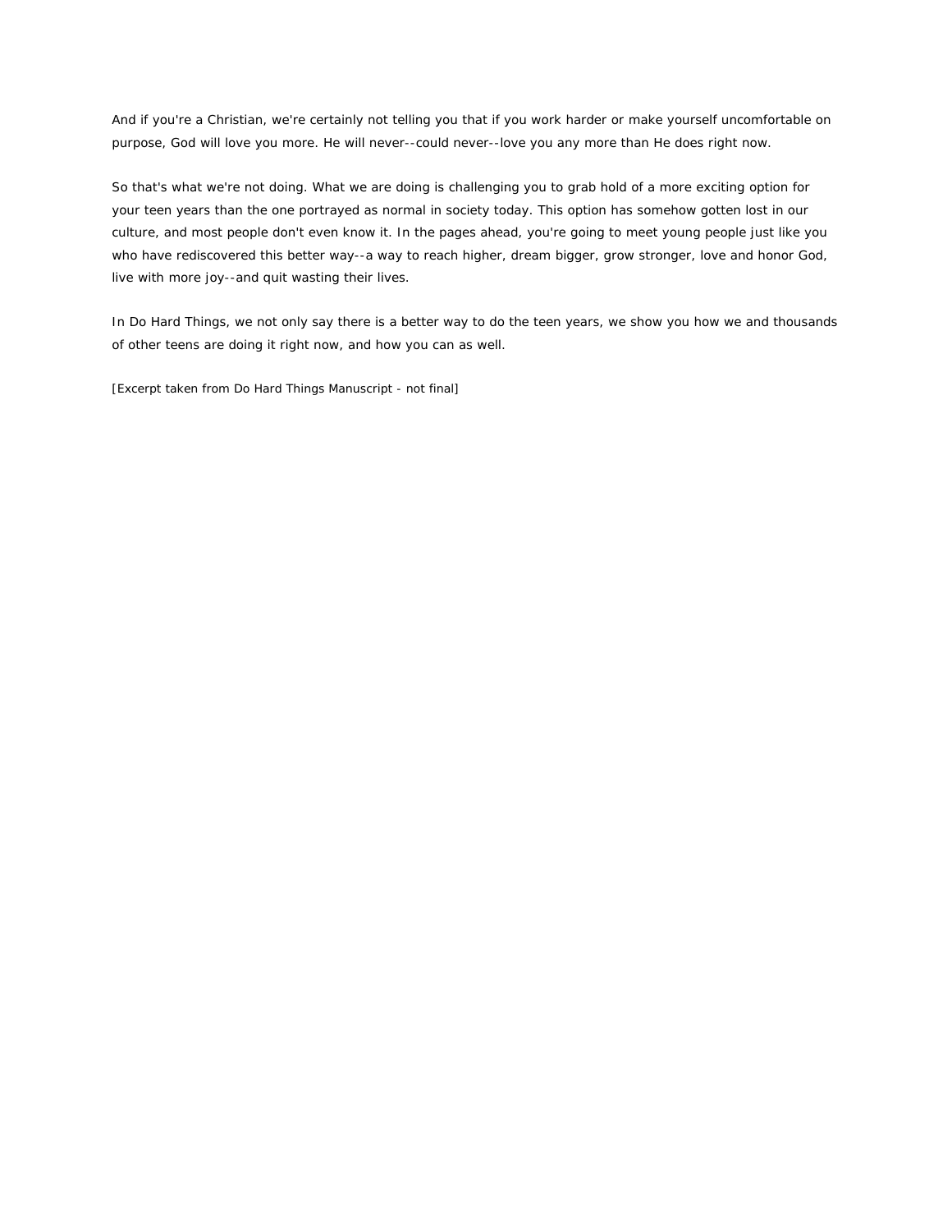And if you're a Christian, we're certainly not telling you that if you work harder or make yourself uncomfortable on purpose, God will love you more. He will never--could never--love you any more than He does right now.

So that's what we're not doing. What we are doing is challenging you to grab hold of a more exciting option for your teen years than the one portrayed as normal in society today. This option has somehow gotten lost in our culture, and most people don't even know it. In the pages ahead, you're going to meet young people just like you who have rediscovered this better way--a way to reach higher, dream bigger, grow stronger, love and honor God, live with more joy--and quit wasting their lives.

In Do Hard Things, we not only say there is a better way to do the teen years, we show you how we and thousands of other teens are doing it right now, and how you can as well.

[Excerpt taken from Do Hard Things Manuscript - not final]